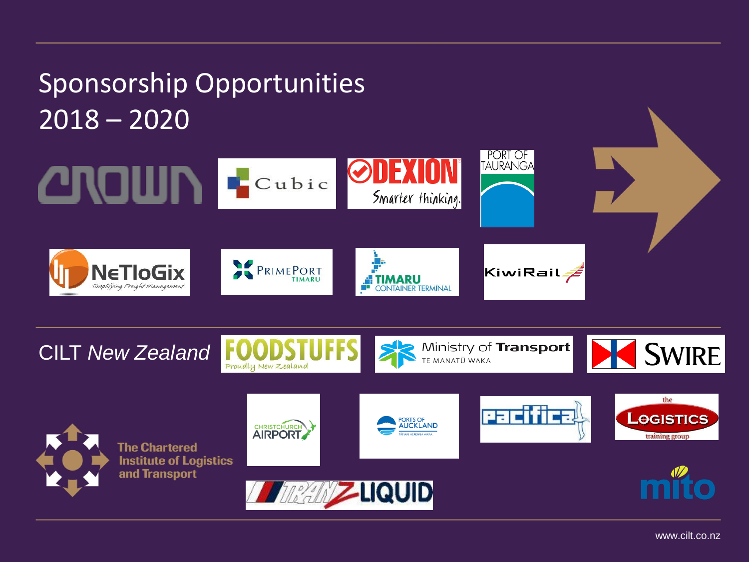# Sponsorship Opportunities 2018 – 2020

CILT *New Zealand*

The Chartered Institute of Logistics and Transport

www.cilt.co.nz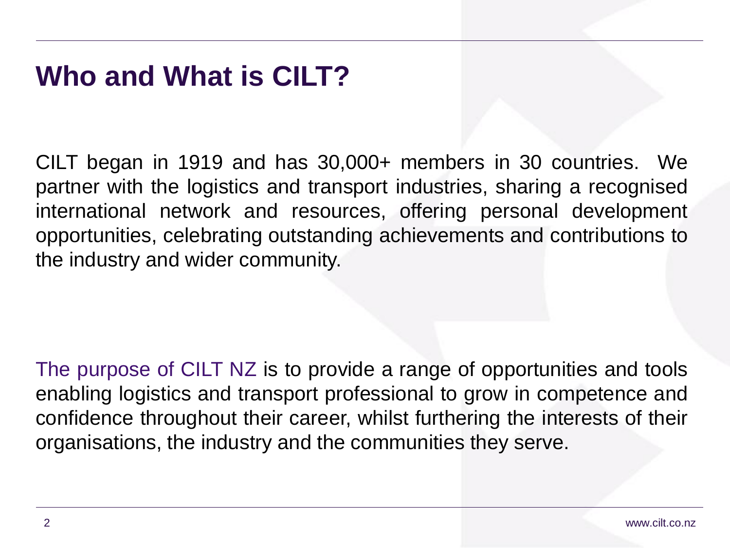# Who and What is CILT?

CILT began in 1919 and has 30,000+ members in 30 countries. We partner with the logistics and transport industries, sharing a recognised international network and resources, offering personal development opportunities, celebrating outstanding achievements and contributions to the industry and wider community.

The purpose of CILT NZ is to provide a range of opportunities and tools enabling logistics and transport professional to grow in competence and confidence throughout their career, whilst furthering the interests of their organisations, the industry and the communities they serve.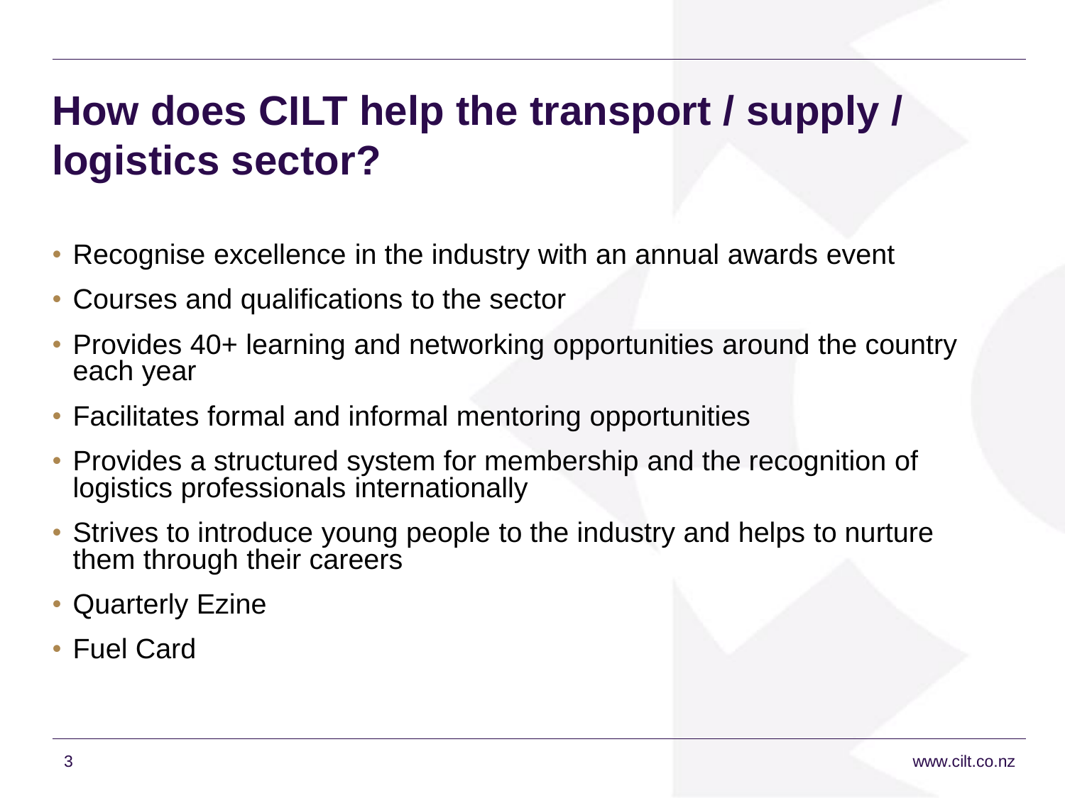# How does CILT help the transport / supply / logistics sector?

- Recognise excellence in the industry with an annual awards event
- Courses and qualifications to the sector
- Provides 40+ learning and networking opportunities around the country each year
- Facilitates formal and informal mentoring opportunities
- Provides a structured system for membership and the recognition of logistics professionals internationally
- Strives to introduce young people to the industry and helps to nurture them through their careers
- Quarterly Ezine
- Fuel Card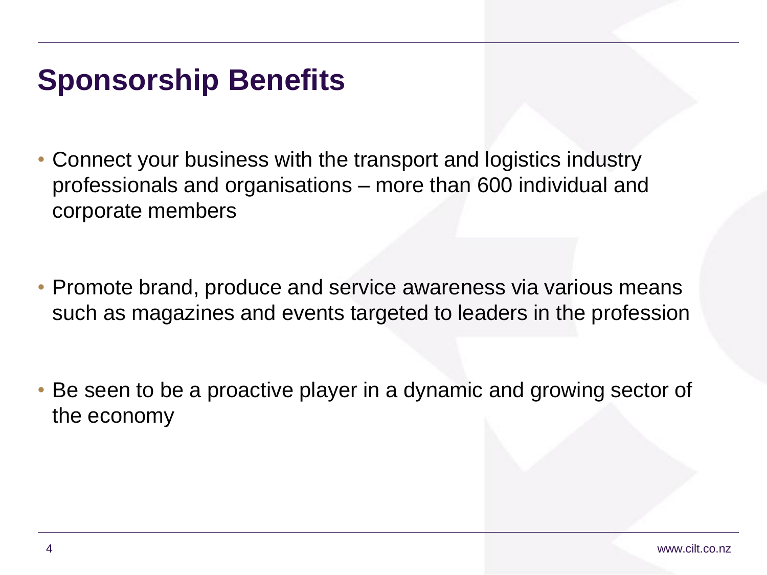# Sponsorship Benefits

- Connect your business with the transport and logistics industry professionals and organisations – more than 600 individual and corporate members
- Promote brand, produce and service awareness via various means such as magazines and events targeted to leaders in the profession
- Be seen to be a proactive player in a dynamic and growing sector of the economy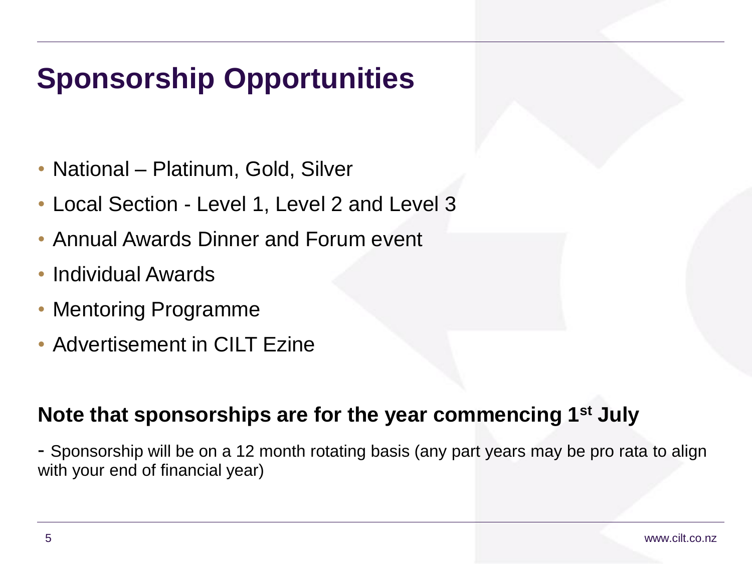# Sponsorship Opportunities

- National – Platinum, Gold, Silver
- Local Section - Level 1, Level 2 and Level 3
- Annual Awards Dinner and Forum event
- Individual Awards
- Mentoring Programme
- Advertisement in CILT Ezine

**Note that sponsorships are for the year commencing 1st July**

- Sponsorship will be on a 12 month rotating basis (any part years may be pro rata to align with your end of financial year)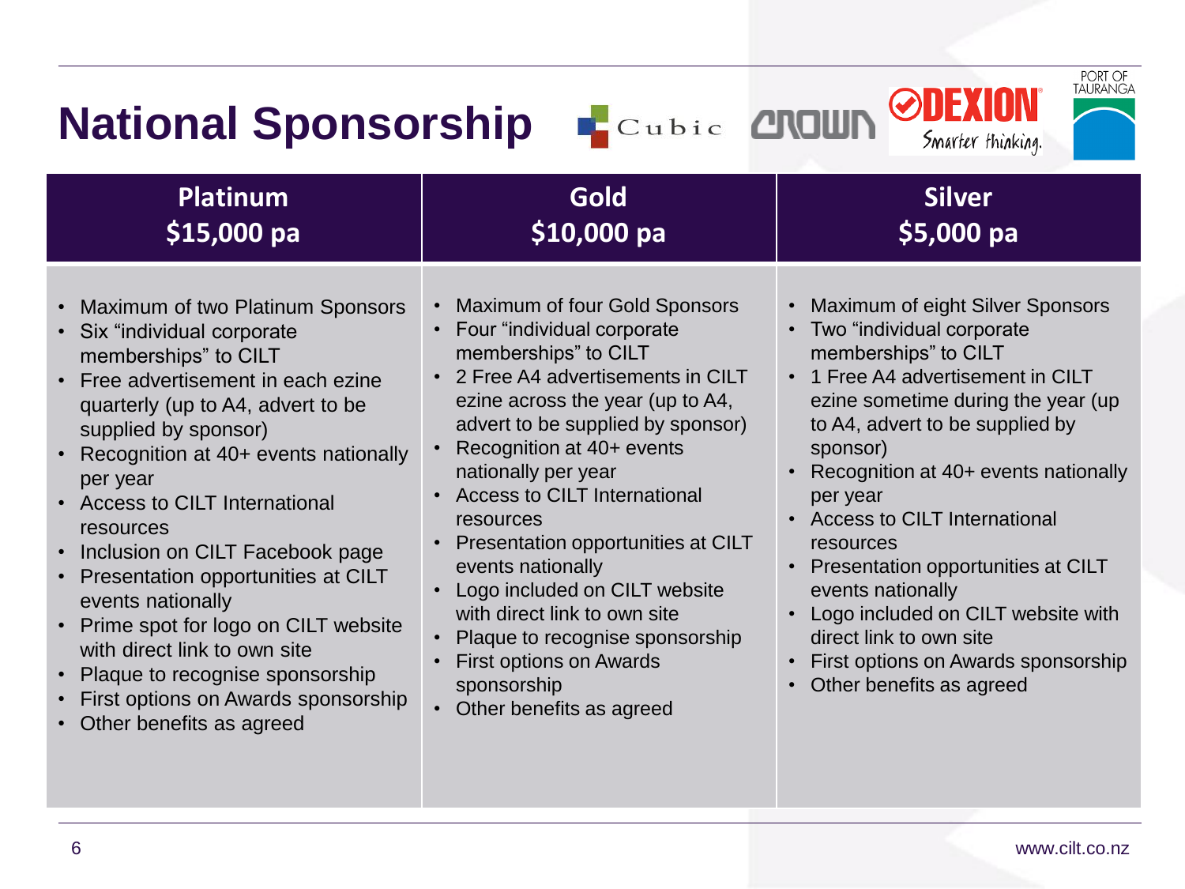# National Sponsorship

| Platinum<br>$15,000 pa | Gold<br>$10,000 pa | Silver<br>$5,000 pa |
|---|---|---|
| • Maximum of two Platinum Sponsors<br>• Six “individual corporate memberships” to CILT<br>• Free advertisement in each ezine quarterly (up to A4, advert to be supplied by sponsor)<br>• Recognition at 40+ events nationally per year<br>• Access to CILT International resources<br>• Inclusion on CILT Facebook page<br>• Presentation opportunities at CILT events nationally<br>• Prime spot for logo on CILT website with direct link to own site<br>• Plaque to recognise sponsorship<br>• First options on Awards sponsorship<br>• Other benefits as agreed | • Maximum of four Gold Sponsors<br>• Four “individual corporate memberships” to CILT<br>• 2 Free A4 advertisements in CILT ezine across the year (up to A4, advert to be supplied by sponsor)<br>• Recognition at 40+ events nationally per year<br>• Access to CILT International resources<br>• Presentation opportunities at CILT events nationally<br>• Logo included on CILT website with direct link to own site<br>• Plaque to recognise sponsorship<br>• First options on Awards sponsorship<br>• Other benefits as agreed | • Maximum of eight Silver Sponsors<br>• Two “individual corporate memberships” to CILT<br>• 1 Free A4 advertisement in CILT ezine sometime during the year (up to A4, advert to be supplied by sponsor)<br>• Recognition at 40+ events nationally per year<br>• Access to CILT International resources<br>• Presentation opportunities at CILT events nationally<br>• Logo included on CILT website with direct link to own site<br>• First options on Awards sponsorship<br>• Other benefits as agreed |

www.cilt.co.nz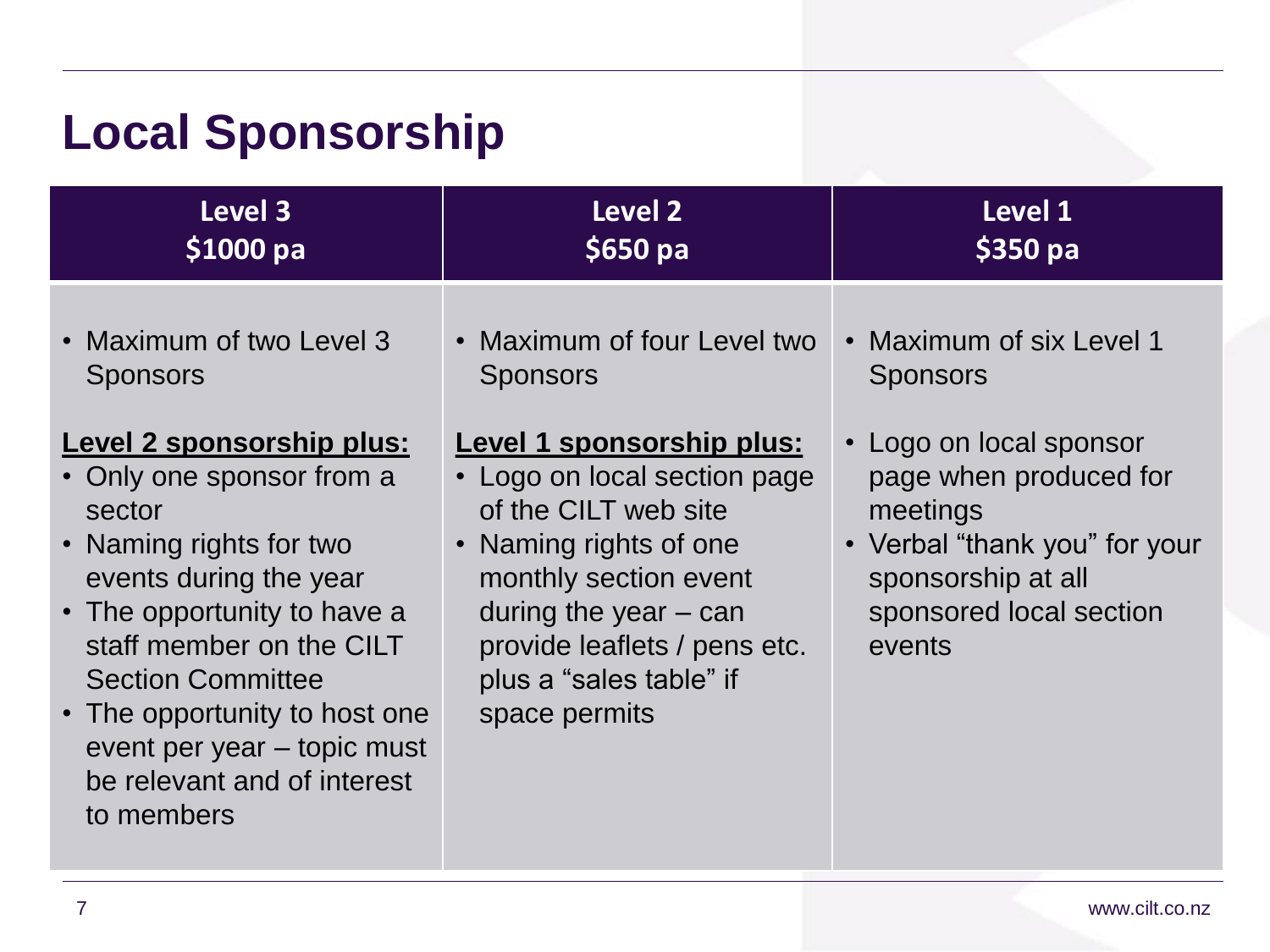# Local Sponsorship

| Level 3<br>$1000 pa | Level 2<br>$650 pa | Level 1<br>$350 pa |
|---|---|---|
| • Maximum of two Level 3 Sponsors<br><br>**<u>Level 2 sponsorship plus:</u>**<br>• Only one sponsor from a sector<br>• Naming rights for two events during the year<br>• The opportunity to have a staff member on the CILT Section Committee<br>• The opportunity to host one event per year – topic must be relevant and of interest to members | • Maximum of four Level two Sponsors<br><br>**<u>Level 1 sponsorship plus:</u>**<br>• Logo on local section page of the CILT web site<br>• Naming rights of one monthly section event during the year – can provide leaflets / pens etc. plus a "sales table" if space permits | • Maximum of six Level 1 Sponsors<br><br>• Logo on local sponsor page when produced for meetings<br>• Verbal "thank you" for your sponsorship at all sponsored local section events |

www.cilt.co.nz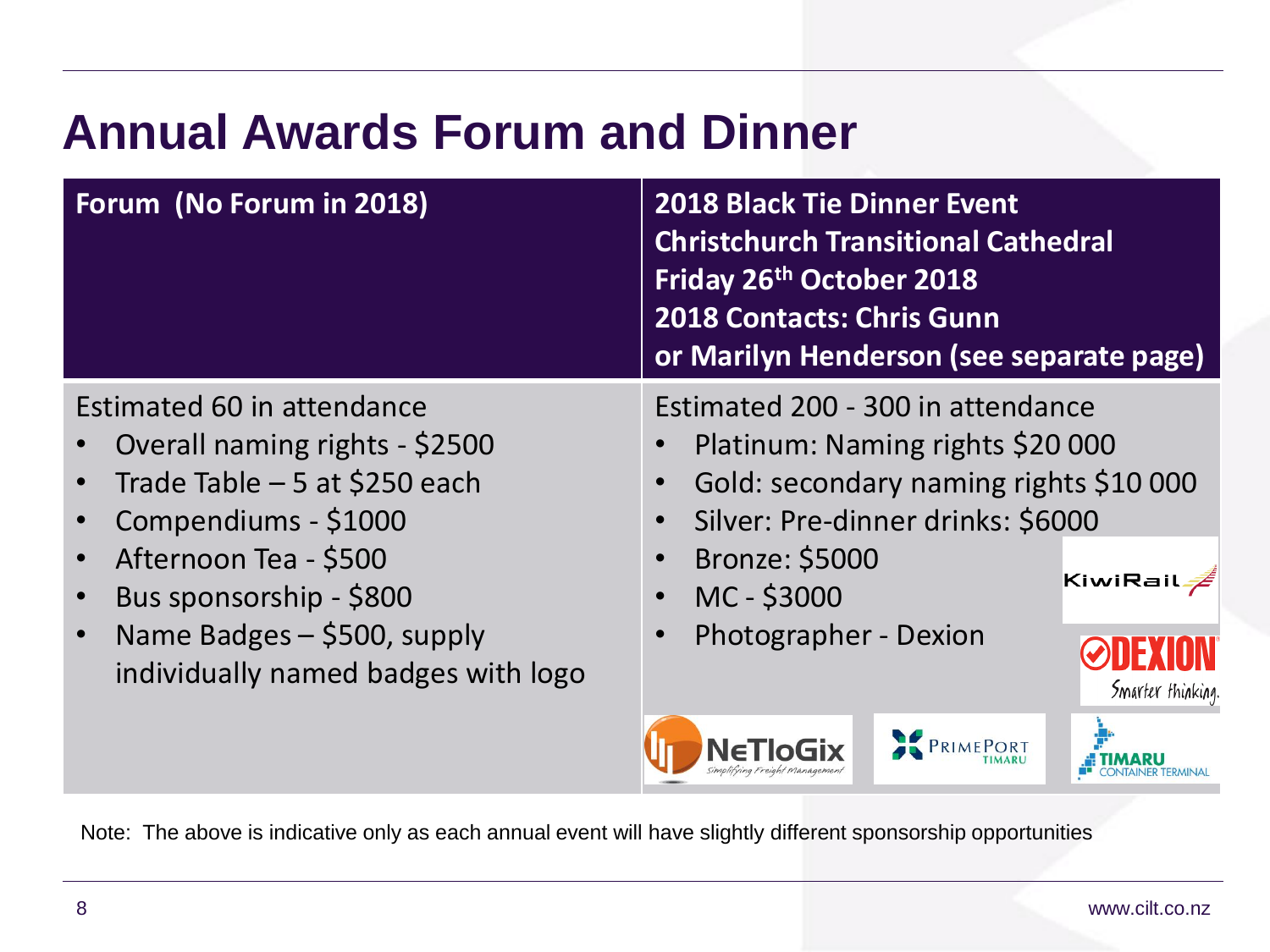# Annual Awards Forum and Dinner

| Forum (No Forum in 2018) | 2018 Black Tie Dinner Event<br>Christchurch Transitional Cathedral<br>Friday 26th October 2018<br>2018 Contacts: Chris Gunn<br>or Marilyn Henderson (see separate page) |
| --- | --- |
| Estimated 60 in attendance<br>• Overall naming rights - $2500<br>• Trade Table – 5 at $250 each<br>• Compendiums - $1000<br>• Afternoon Tea - $500<br>• Bus sponsorship - $800<br>• Name Badges – $500, supply individually named badges with logo | Estimated 200 - 300 in attendance<br>• Platinum: Naming rights $20 000<br>• Gold: secondary naming rights $10 000<br>• Silver: Pre-dinner drinks: $6000<br>• Bronze: $5000<br>• MC - $3000<br>• Photographer - Dexion |

Note: The above is indicative only as each annual event will have slightly different sponsorship opportunities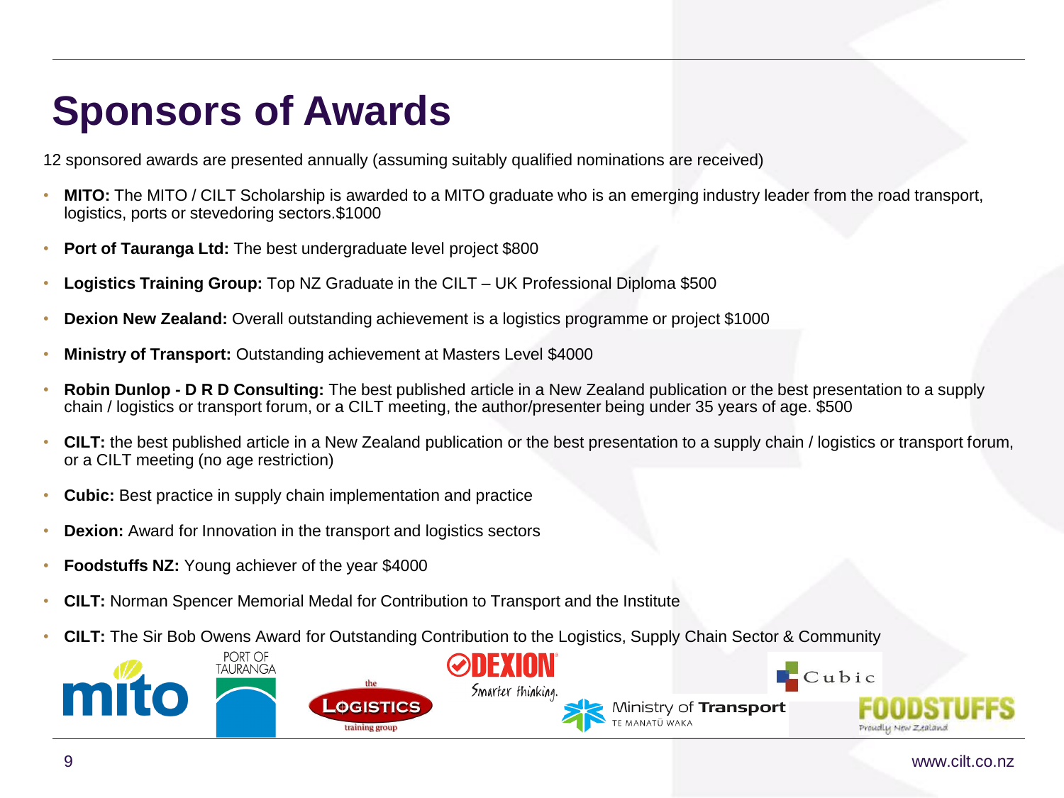# Sponsors of Awards

12 sponsored awards are presented annually (assuming suitably qualified nominations are received)

- **MITO:** The MITO / CILT Scholarship is awarded to a MITO graduate who is an emerging industry leader from the road transport, logistics, ports or stevedoring sectors.$1000
- **Port of Tauranga Ltd:** The best undergraduate level project $800
- **Logistics Training Group:** Top NZ Graduate in the CILT – UK Professional Diploma $500
- **Dexion New Zealand:** Overall outstanding achievement is a logistics programme or project $1000
- **Ministry of Transport:** Outstanding achievement at Masters Level $4000
- **Robin Dunlop - D R D Consulting:** The best published article in a New Zealand publication or the best presentation to a supply chain / logistics or transport forum, or a CILT meeting, the author/presenter being under 35 years of age. $500
- **CILT:** the best published article in a New Zealand publication or the best presentation to a supply chain / logistics or transport forum, or a CILT meeting (no age restriction)
- **Cubic:** Best practice in supply chain implementation and practice
- **Dexion:** Award for Innovation in the transport and logistics sectors
- **Foodstuffs NZ:** Young achiever of the year $4000
- **CILT:** Norman Spencer Memorial Medal for Contribution to Transport and the Institute
- **CILT:** The Sir Bob Owens Award for Outstanding Contribution to the Logistics, Supply Chain Sector & Community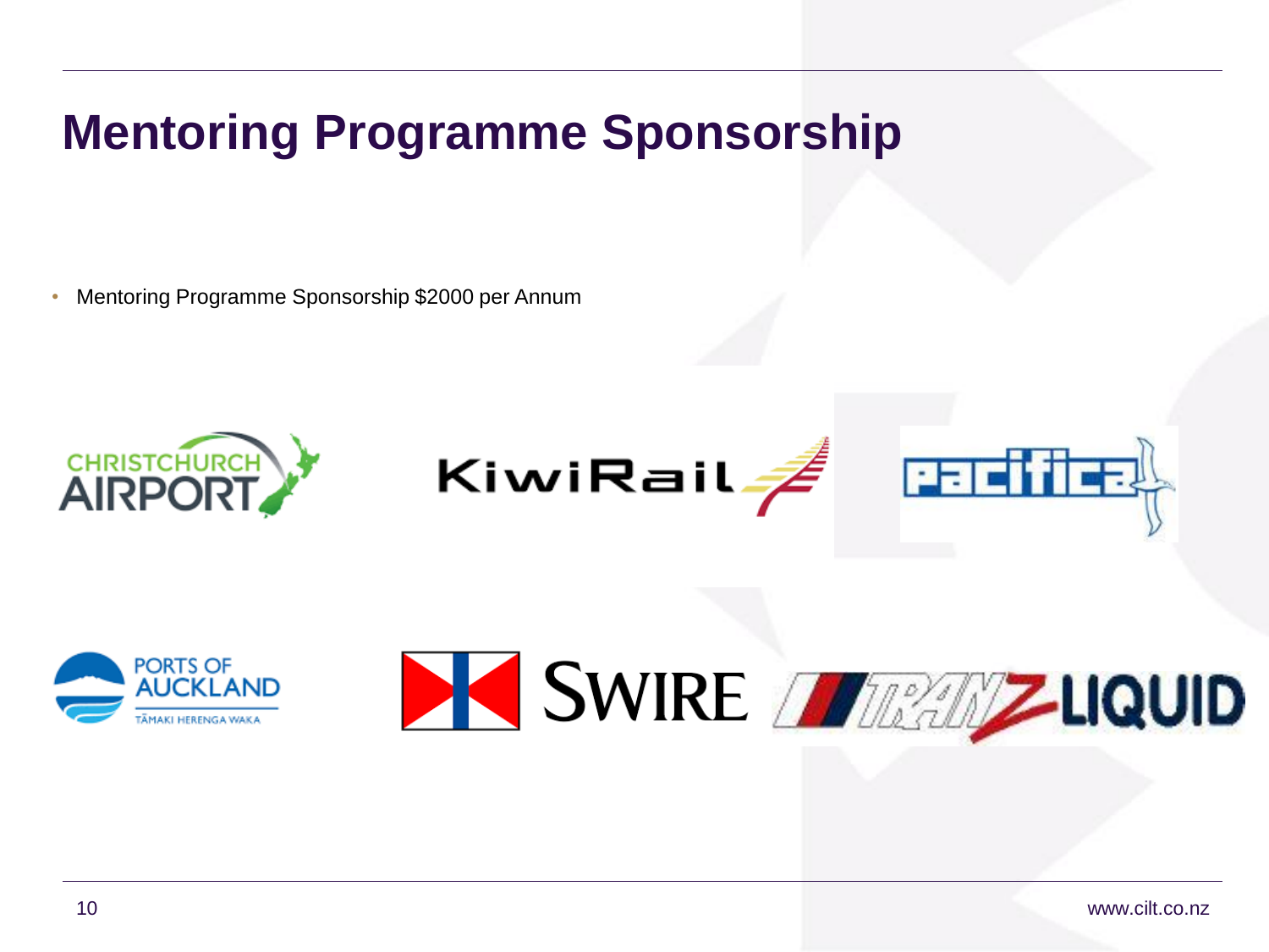# Mentoring Programme Sponsorship

- Mentoring Programme Sponsorship $2000 per Annum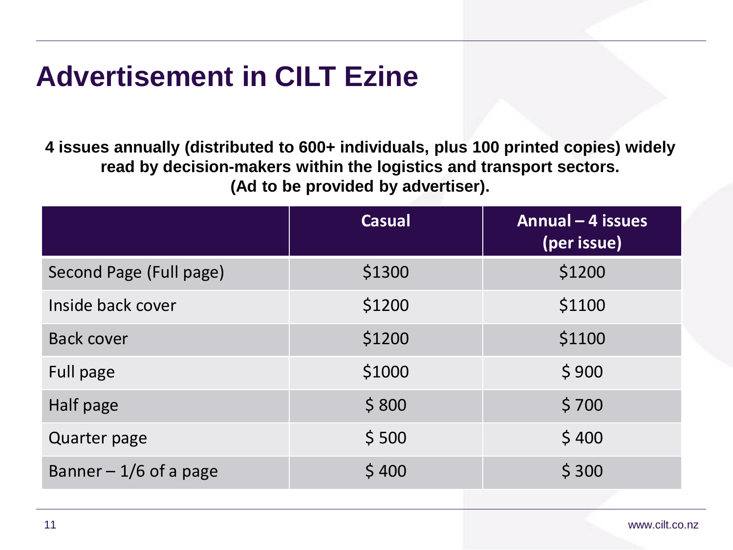# Advertisement in CILT Ezine

**4 issues annually (distributed to 600+ individuals, plus 100 printed copies) widely read by decision-makers within the logistics and transport sectors. (Ad to be provided by advertiser).**

| | Casual | Annual – 4 issues (per issue) |
|---|---|---|
| Second Page (Full page) | $1300 | $1200 |
| Inside back cover | $1200 | $1100 |
| Back cover | $1200 | $1100 |
| Full page | $1000 | $ 900 |
| Half page | $ 800 | $ 700 |
| Quarter page | $ 500 | $ 400 |
| Banner – 1/6 of a page | $ 400 | $ 300 |

www.cilt.co.nz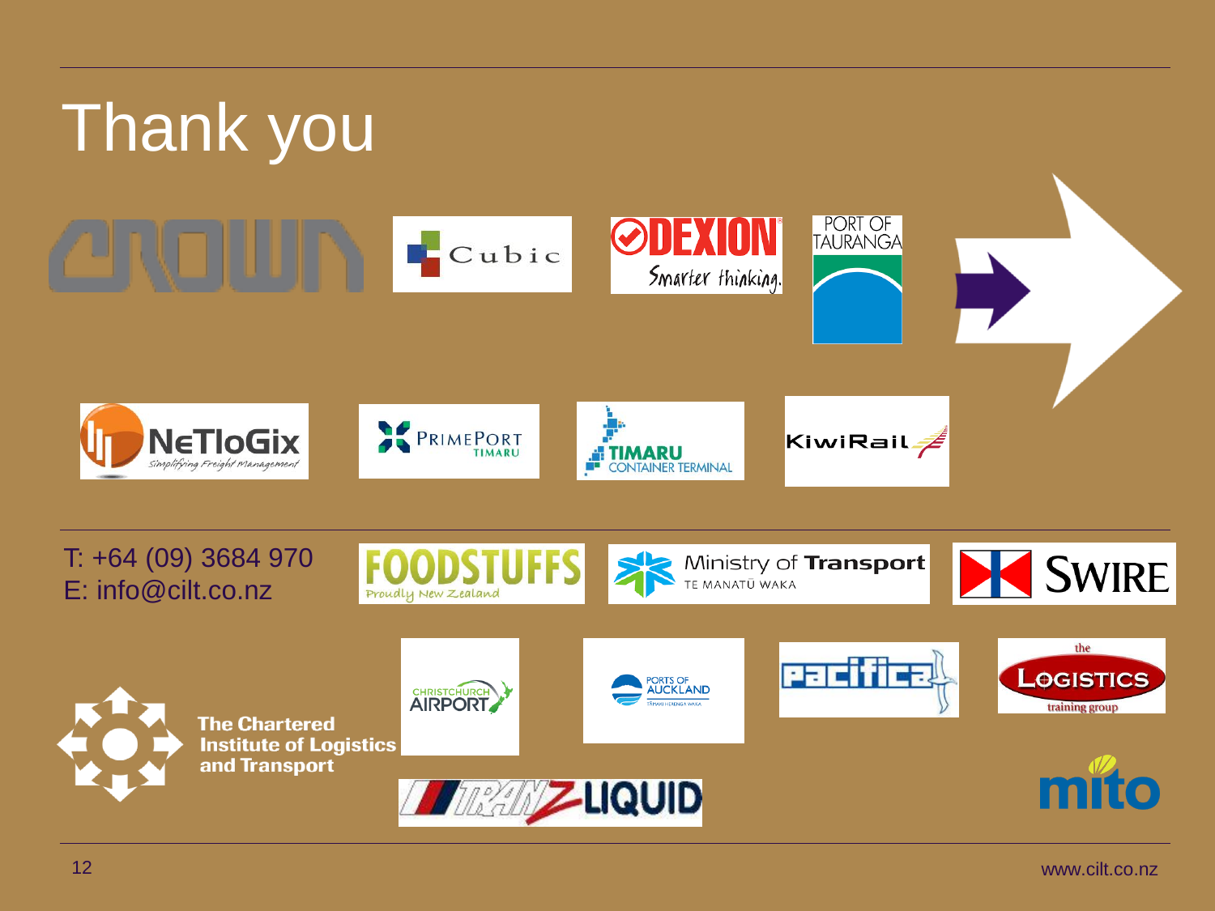# Thank you

T: +64 (09) 3684 970
E: info@cilt.co.nz

The Chartered Institute of Logistics and Transport

www.cilt.co.nz